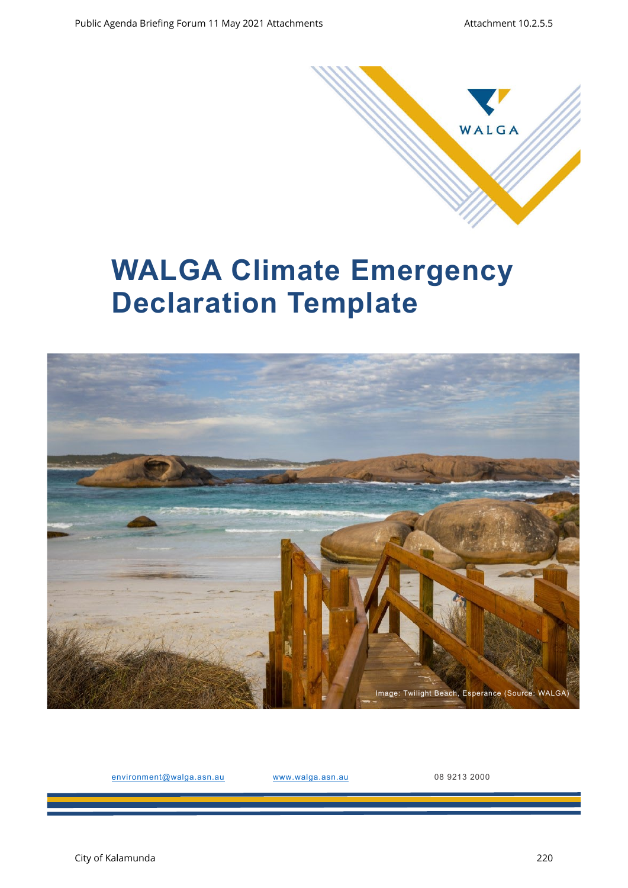WALGA

# WALGA Climate Emergency Declaration Template

Image: Twilight Beach, Esperance (Source: WALGA)

environment@walga.asn.au www.walga.asn.au 08 9213 2000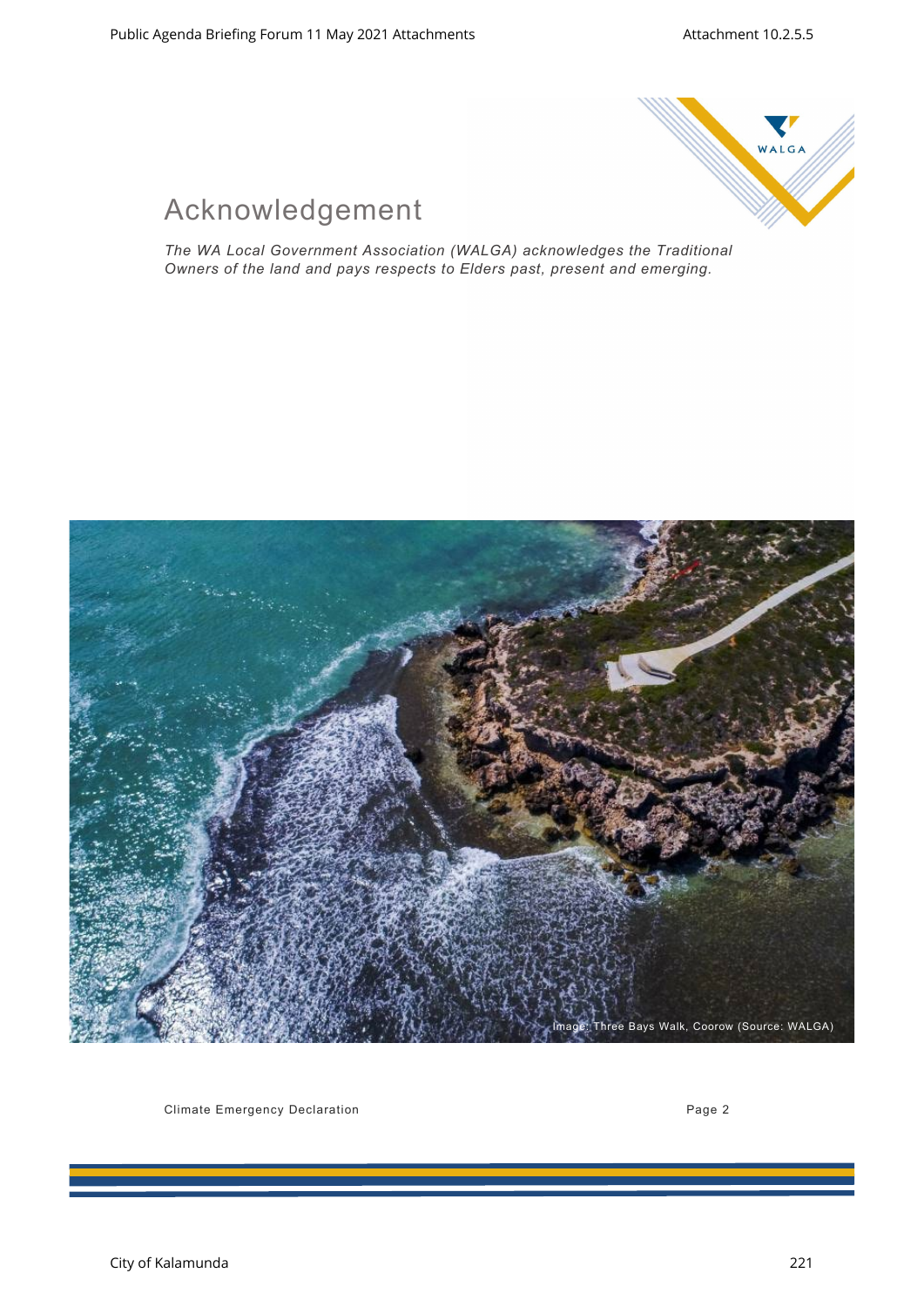# Acknowledgement

*The WA Local Government Association (WALGA) acknowledges the Traditional Owners of the land and pays respects to Elders past, present and emerging.*

Image: Three Bays Walk, Coorow (Source: WALGA)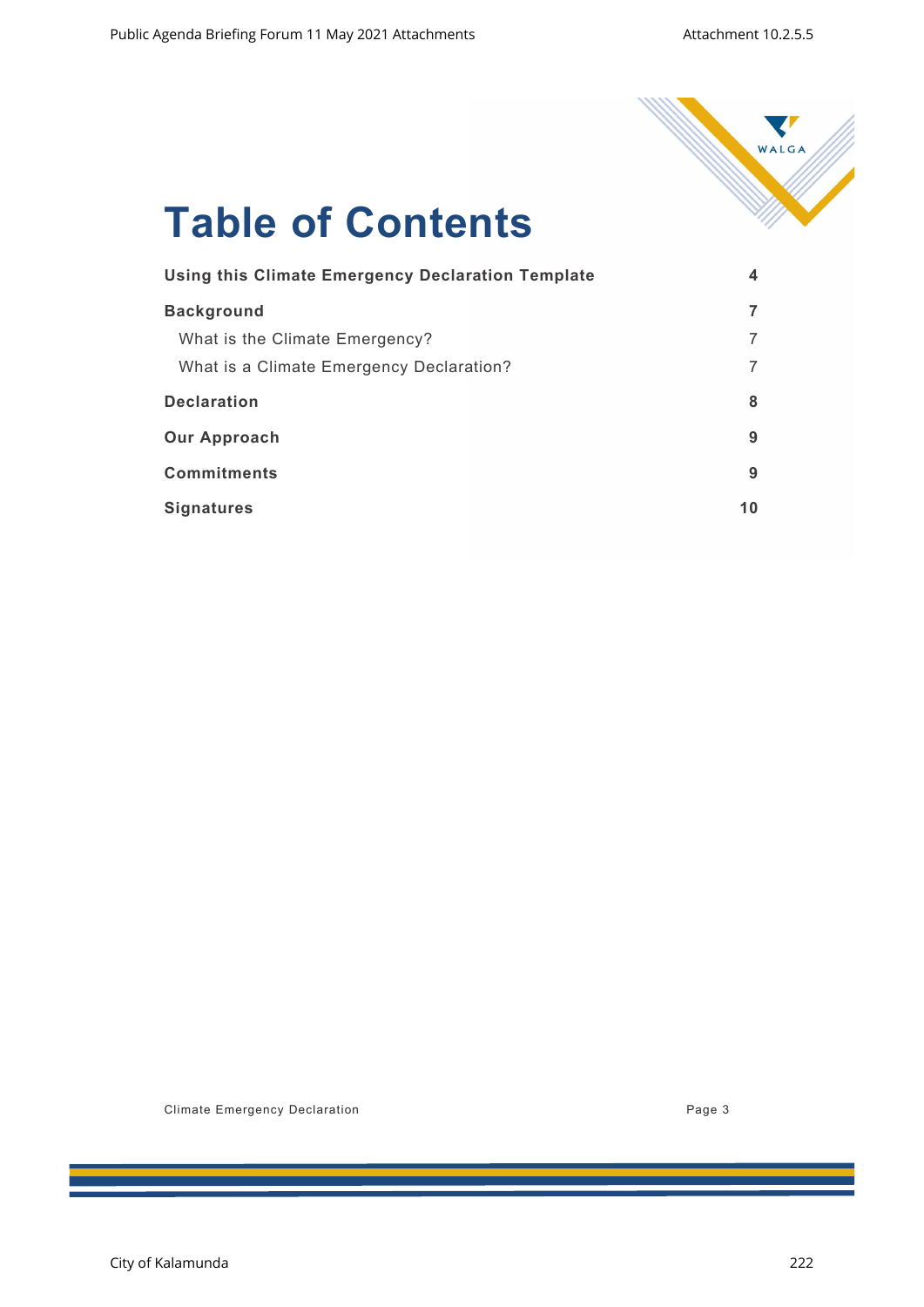# Table of Contents

| | |
|---|---|
| **Using this Climate Emergency Declaration Template** | **4** |
| **Background** | **7** |
| What is the Climate Emergency? | 7 |
| What is a Climate Emergency Declaration? | 7 |
| **Declaration** | **8** |
| **Our Approach** | **9** |
| **Commitments** | **9** |
| **Signatures** | **10** |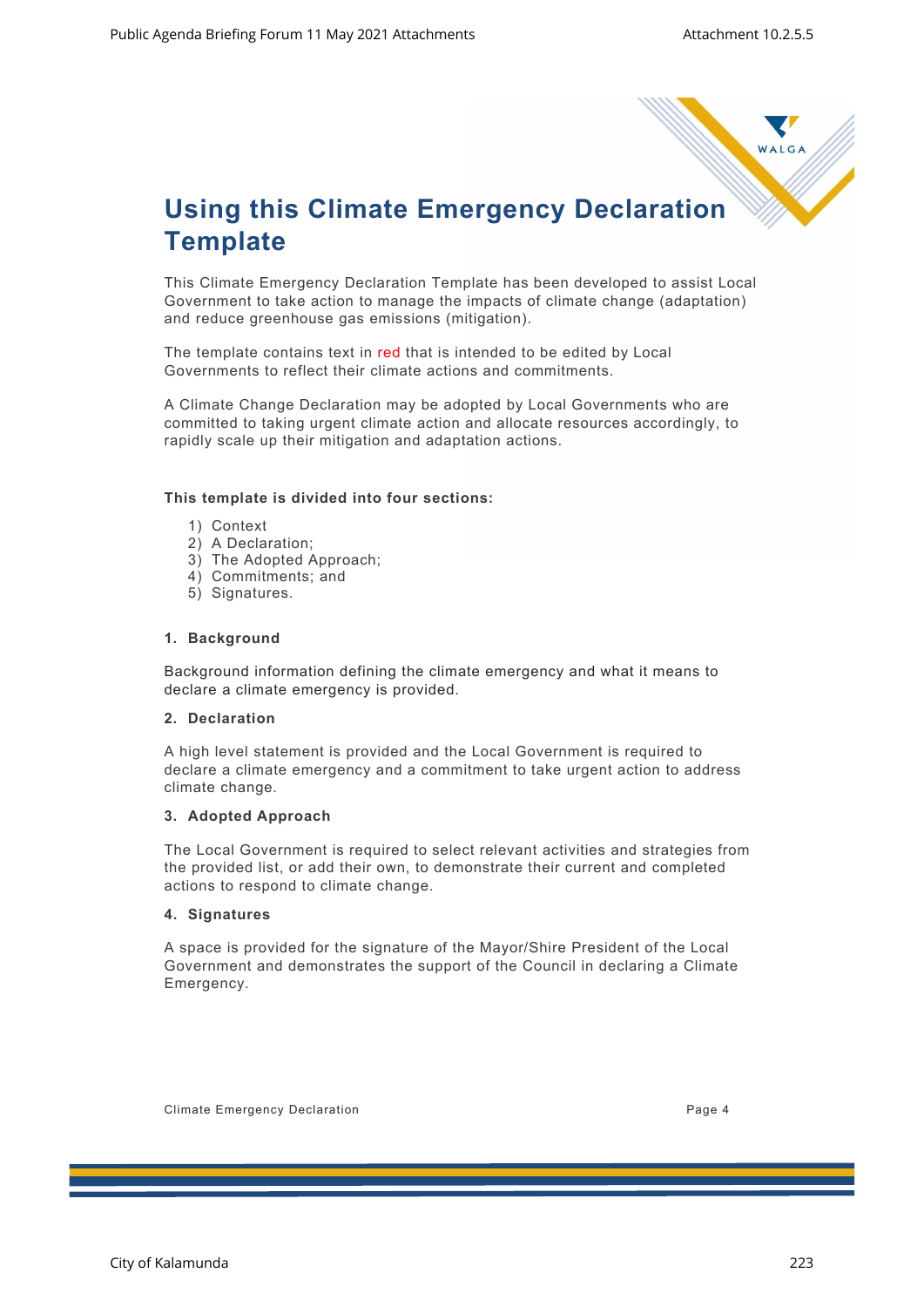# Using this Climate Emergency Declaration Template

This Climate Emergency Declaration Template has been developed to assist Local Government to take action to manage the impacts of climate change (adaptation) and reduce greenhouse gas emissions (mitigation).

The template contains text in red that is intended to be edited by Local Governments to reflect their climate actions and commitments.

A Climate Change Declaration may be adopted by Local Governments who are committed to taking urgent climate action and allocate resources accordingly, to rapidly scale up their mitigation and adaptation actions.

**This template is divided into four sections:**

1) Context
2) A Declaration;
3) The Adopted Approach;
4) Commitments; and
5) Signatures.

### 1. Background

Background information defining the climate emergency and what it means to declare a climate emergency is provided.

### 2. Declaration

A high level statement is provided and the Local Government is required to declare a climate emergency and a commitment to take urgent action to address climate change.

### 3. Adopted Approach

The Local Government is required to select relevant activities and strategies from the provided list, or add their own, to demonstrate their current and completed actions to respond to climate change.

### 4. Signatures

A space is provided for the signature of the Mayor/Shire President of the Local Government and demonstrates the support of the Council in declaring a Climate Emergency.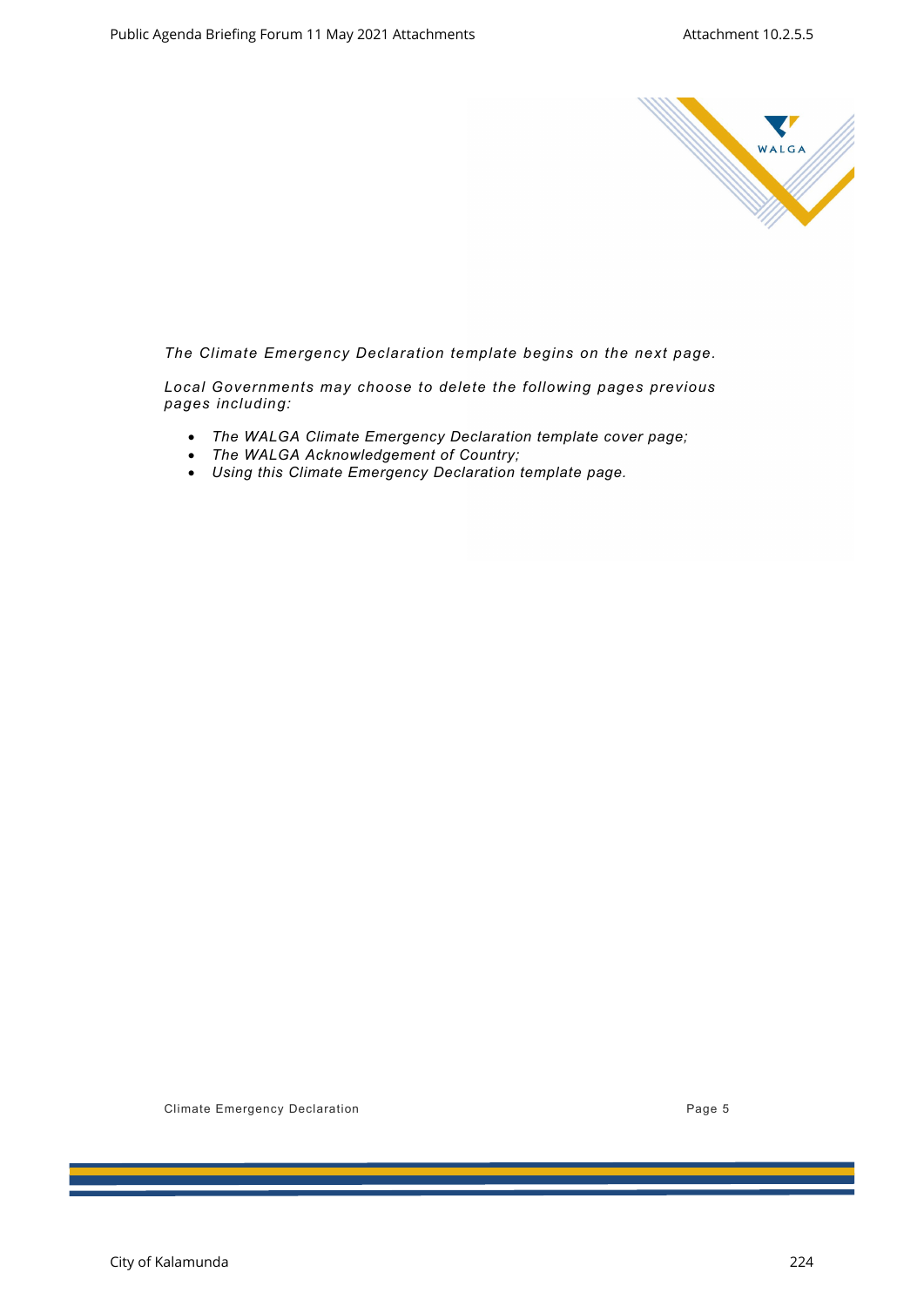*The Climate Emergency Declaration template begins on the next page.*

*Local Governments may choose to delete the following pages previous pages including:*

- *The WALGA Climate Emergency Declaration template cover page;*
- *The WALGA Acknowledgement of Country;*
- *Using this Climate Emergency Declaration template page.*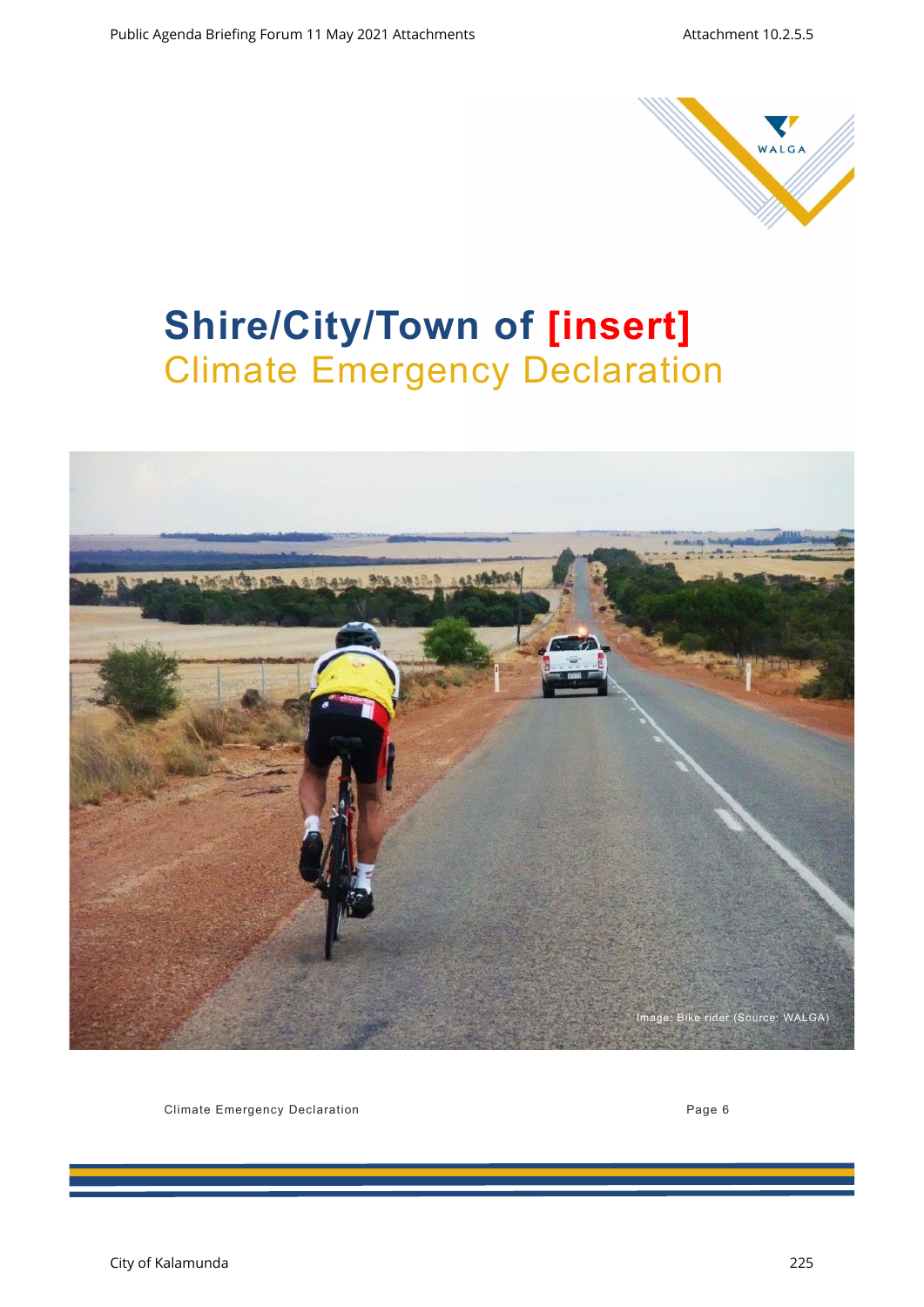# Shire/City/Town of [insert]
## Climate Emergency Declaration

Image: Bike rider (Source: WALGA)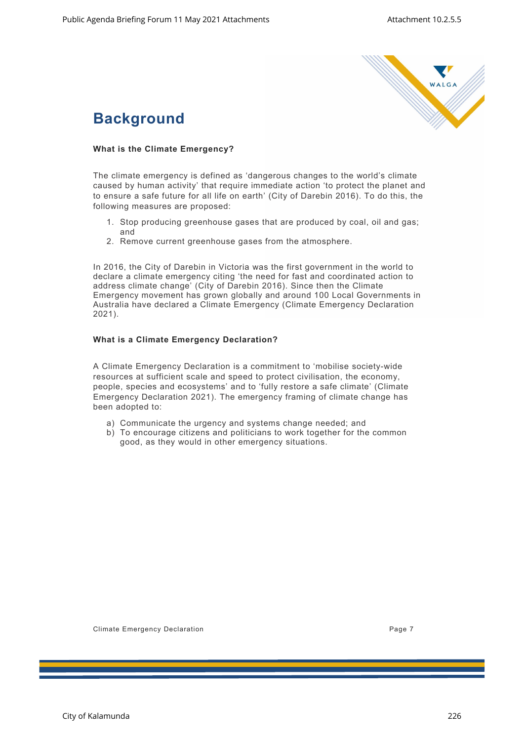# Background

### What is the Climate Emergency?

The climate emergency is defined as 'dangerous changes to the world's climate caused by human activity' that require immediate action 'to protect the planet and to ensure a safe future for all life on earth' (City of Darebin 2016). To do this, the following measures are proposed:

1. Stop producing greenhouse gases that are produced by coal, oil and gas; and
2. Remove current greenhouse gases from the atmosphere.

In 2016, the City of Darebin in Victoria was the first government in the world to declare a climate emergency citing 'the need for fast and coordinated action to address climate change' (City of Darebin 2016). Since then the Climate Emergency movement has grown globally and around 100 Local Governments in Australia have declared a Climate Emergency (Climate Emergency Declaration 2021).

### What is a Climate Emergency Declaration?

A Climate Emergency Declaration is a commitment to 'mobilise society-wide resources at sufficient scale and speed to protect civilisation, the economy, people, species and ecosystems' and to 'fully restore a safe climate' (Climate Emergency Declaration 2021). The emergency framing of climate change has been adopted to:

a) Communicate the urgency and systems change needed; and
b) To encourage citizens and politicians to work together for the common good, as they would in other emergency situations.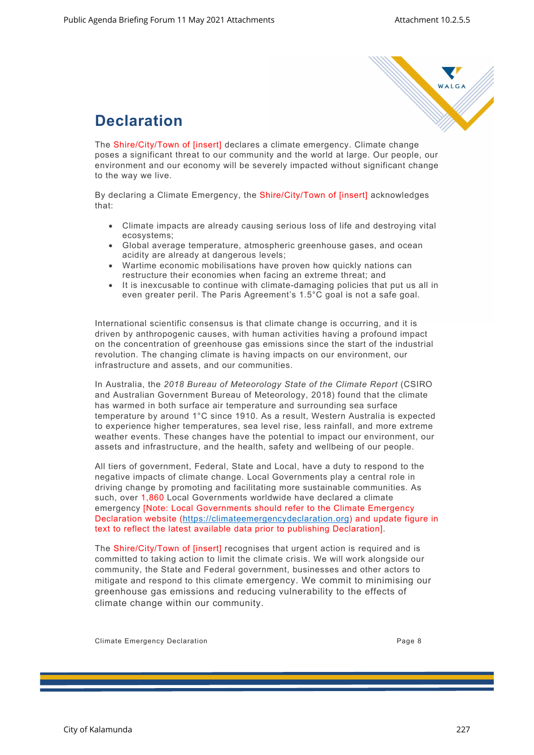# Declaration

The Shire/City/Town of [insert] declares a climate emergency. Climate change poses a significant threat to our community and the world at large. Our people, our environment and our economy will be severely impacted without significant change to the way we live.

By declaring a Climate Emergency, the Shire/City/Town of [insert] acknowledges that:

- Climate impacts are already causing serious loss of life and destroying vital ecosystems;
- Global average temperature, atmospheric greenhouse gases, and ocean acidity are already at dangerous levels;
- Wartime economic mobilisations have proven how quickly nations can restructure their economies when facing an extreme threat; and
- It is inexcusable to continue with climate-damaging policies that put us all in even greater peril. The Paris Agreement's 1.5°C goal is not a safe goal.

International scientific consensus is that climate change is occurring, and it is driven by anthropogenic causes, with human activities having a profound impact on the concentration of greenhouse gas emissions since the start of the industrial revolution. The changing climate is having impacts on our environment, our infrastructure and assets, and our communities.

In Australia, the *2018 Bureau of Meteorology State of the Climate Report* (CSIRO and Australian Government Bureau of Meteorology, 2018) found that the climate has warmed in both surface air temperature and surrounding sea surface temperature by around 1°C since 1910. As a result, Western Australia is expected to experience higher temperatures, sea level rise, less rainfall, and more extreme weather events. These changes have the potential to impact our environment, our assets and infrastructure, and the health, safety and wellbeing of our people.

All tiers of government, Federal, State and Local, have a duty to respond to the negative impacts of climate change. Local Governments play a central role in driving change by promoting and facilitating more sustainable communities. As such, over 1,860 Local Governments worldwide have declared a climate emergency [Note: Local Governments should refer to the Climate Emergency Declaration website (https://climateemergencydeclaration.org) and update figure in text to reflect the latest available data prior to publishing Declaration].

The Shire/City/Town of [insert] recognises that urgent action is required and is committed to taking action to limit the climate crisis. We will work alongside our community, the State and Federal government, businesses and other actors to mitigate and respond to this climate emergency. We commit to minimising our greenhouse gas emissions and reducing vulnerability to the effects of climate change within our community.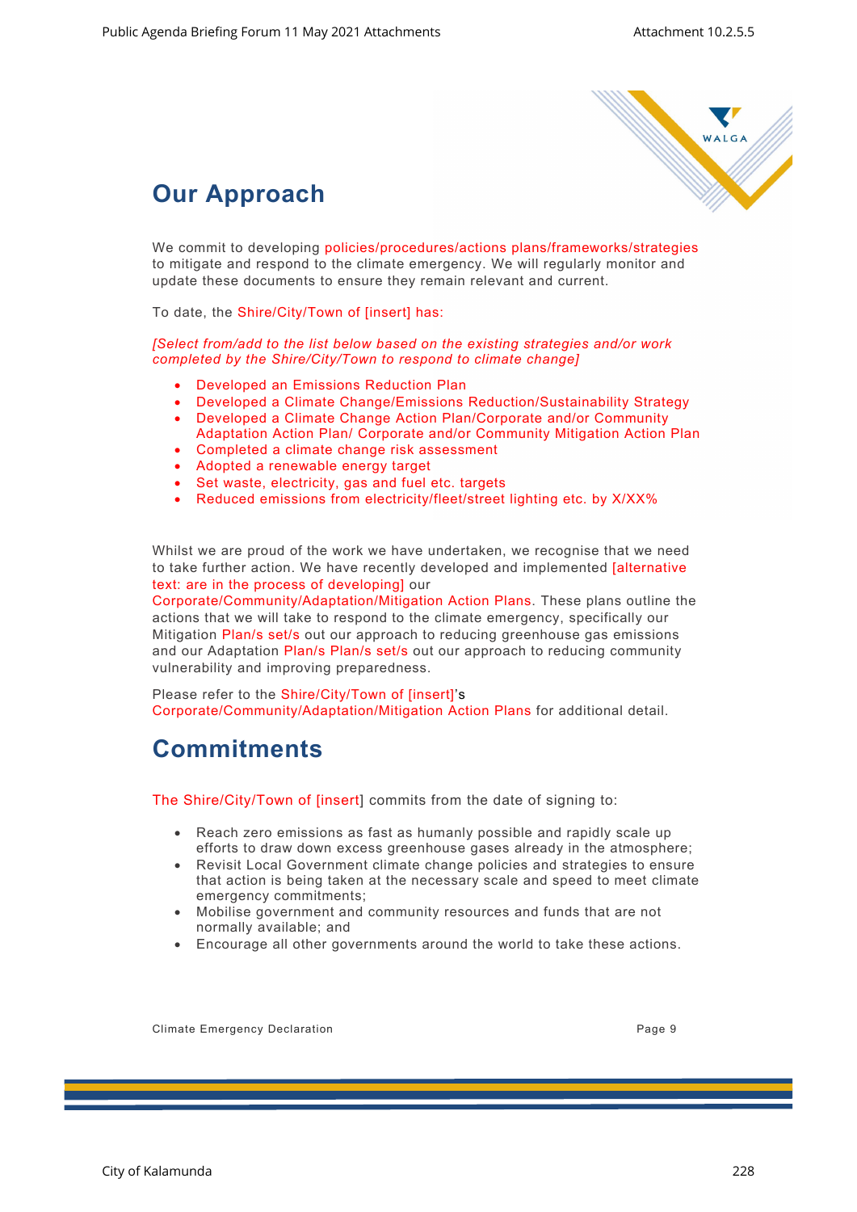## Our Approach

We commit to developing policies/procedures/actions plans/frameworks/strategies to mitigate and respond to the climate emergency. We will regularly monitor and update these documents to ensure they remain relevant and current.

To date, the Shire/City/Town of [insert] has:

*[Select from/add to the list below based on the existing strategies and/or work completed by the Shire/City/Town to respond to climate change]*

- Developed an Emissions Reduction Plan
- Developed a Climate Change/Emissions Reduction/Sustainability Strategy
- Developed a Climate Change Action Plan/Corporate and/or Community Adaptation Action Plan/ Corporate and/or Community Mitigation Action Plan
- Completed a climate change risk assessment
- Adopted a renewable energy target
- Set waste, electricity, gas and fuel etc. targets
- Reduced emissions from electricity/fleet/street lighting etc. by X/XX%

Whilst we are proud of the work we have undertaken, we recognise that we need to take further action. We have recently developed and implemented [alternative text: are in the process of developing] our Corporate/Community/Adaptation/Mitigation Action Plans. These plans outline the actions that we will take to respond to the climate emergency, specifically our Mitigation Plan/s set/s out our approach to reducing greenhouse gas emissions and our Adaptation Plan/s Plan/s set/s out our approach to reducing community vulnerability and improving preparedness.

Please refer to the Shire/City/Town of [insert]'s Corporate/Community/Adaptation/Mitigation Action Plans for additional detail.

## Commitments

The Shire/City/Town of [insert] commits from the date of signing to:

- Reach zero emissions as fast as humanly possible and rapidly scale up efforts to draw down excess greenhouse gases already in the atmosphere;
- Revisit Local Government climate change policies and strategies to ensure that action is being taken at the necessary scale and speed to meet climate emergency commitments;
- Mobilise government and community resources and funds that are not normally available; and
- Encourage all other governments around the world to take these actions.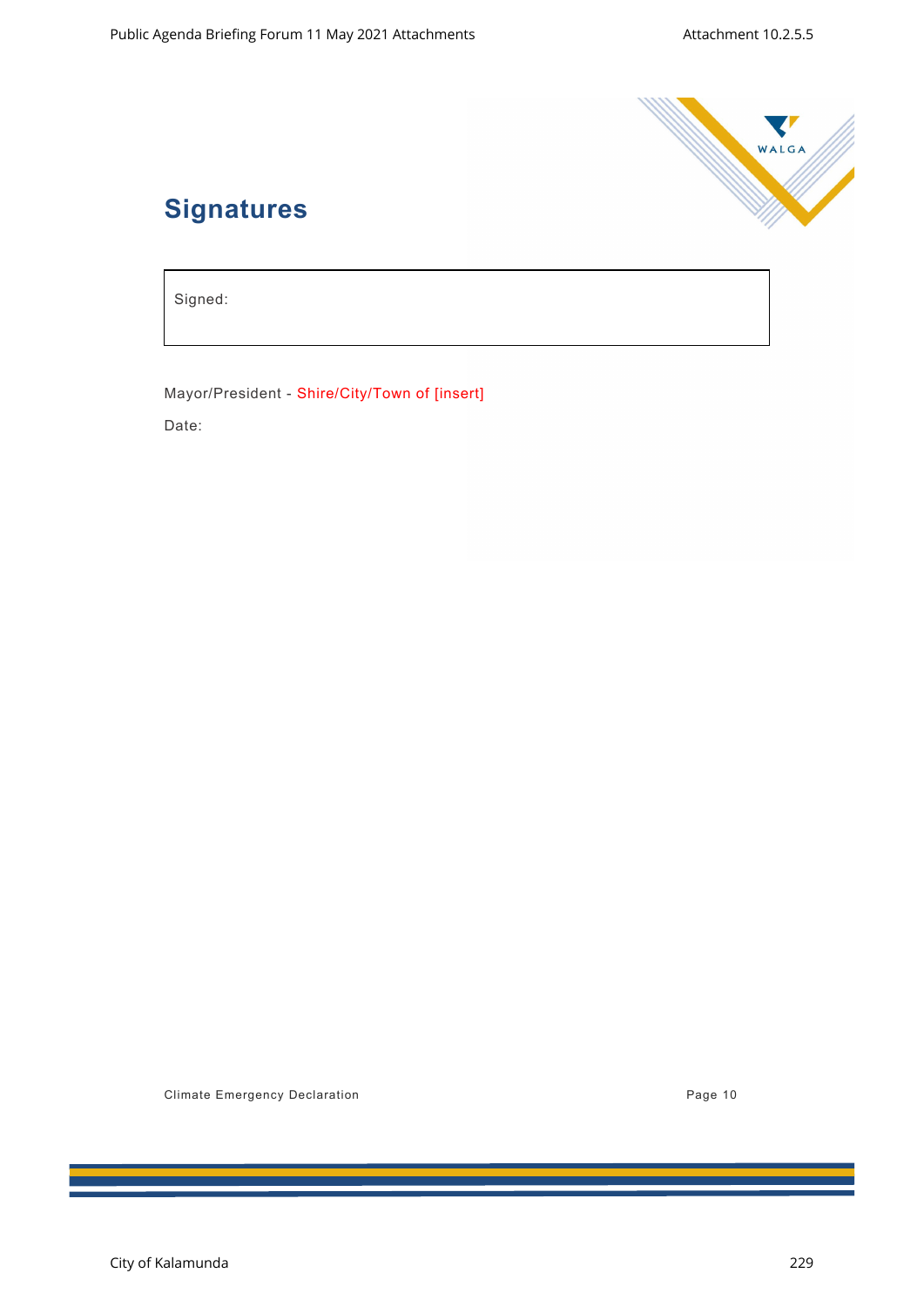## Signatures

| |
|---|
| Signed: |

Mayor/President - Shire/City/Town of [insert]

Date: